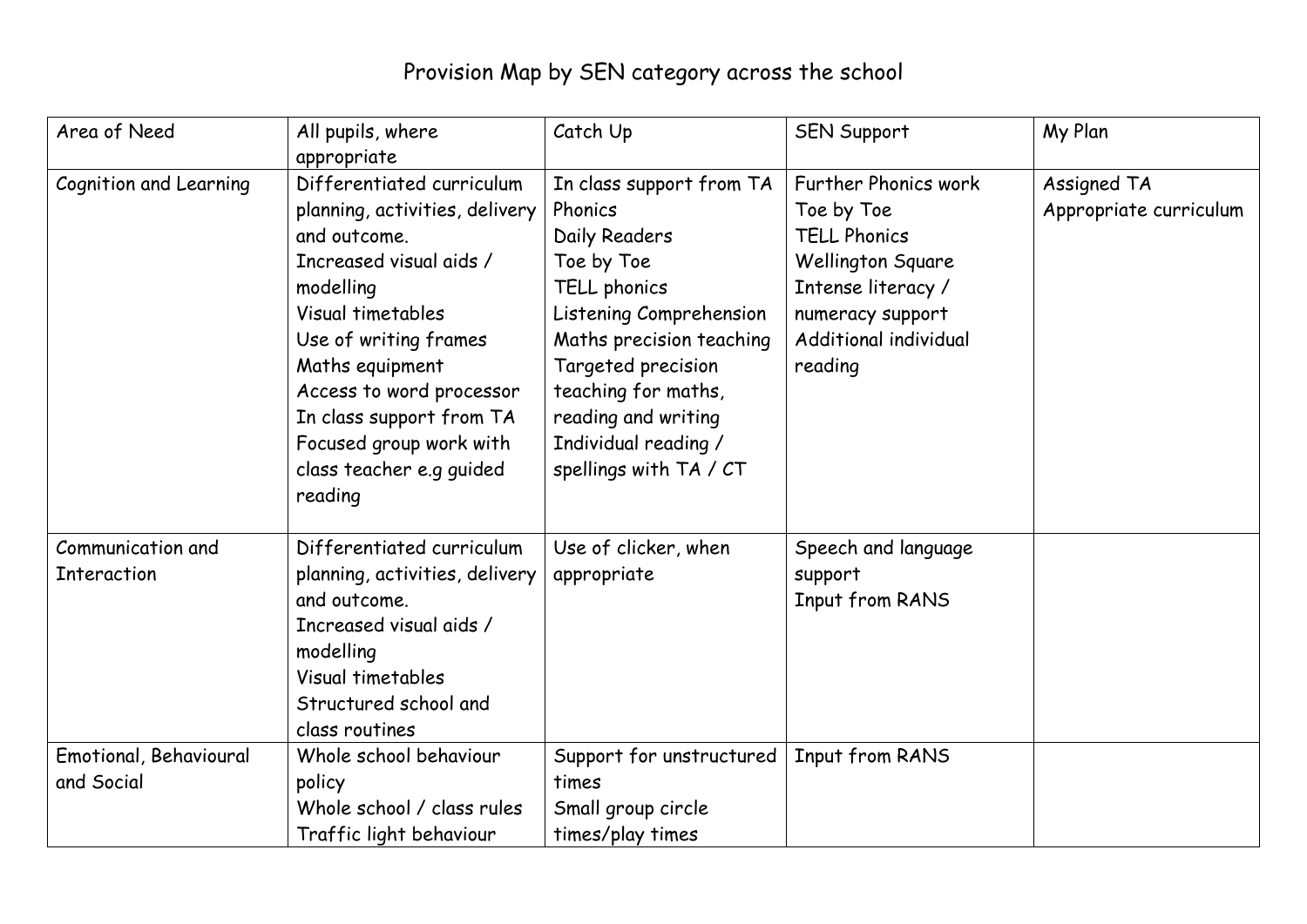# Provision Map by SEN category across the school

| Area of Need | All pupils, where appropriate | Catch Up | SEN Support | My Plan |
|---|---|---|---|---|
| Cognition and Learning | Differentiated curriculum planning, activities, delivery and outcome.<br>Increased visual aids / modelling<br>Visual timetables<br>Use of writing frames<br>Maths equipment<br>Access to word processor<br>In class support from TA<br>Focused group work with class teacher e.g guided reading | In class support from TA<br>Phonics<br>Daily Readers<br>Toe by Toe<br>TELL phonics<br>Listening Comprehension<br>Maths precision teaching<br>Targeted precision teaching for maths, reading and writing<br>Individual reading / spellings with TA / CT | Further Phonics work<br>Toe by Toe<br>TELL Phonics<br>Wellington Square<br>Intense literacy / numeracy support<br>Additional individual reading | Assigned TA<br>Appropriate curriculum |
| Communication and Interaction | Differentiated curriculum planning, activities, delivery and outcome.<br>Increased visual aids / modelling<br>Visual timetables<br>Structured school and class routines | Use of clicker, when appropriate | Speech and language support<br>Input from RANS | |
| Emotional, Behavioural and Social | Whole school behaviour policy<br>Whole school / class rules<br>Traffic light behaviour | Support for unstructured times<br>Small group circle times/play times | Input from RANS | |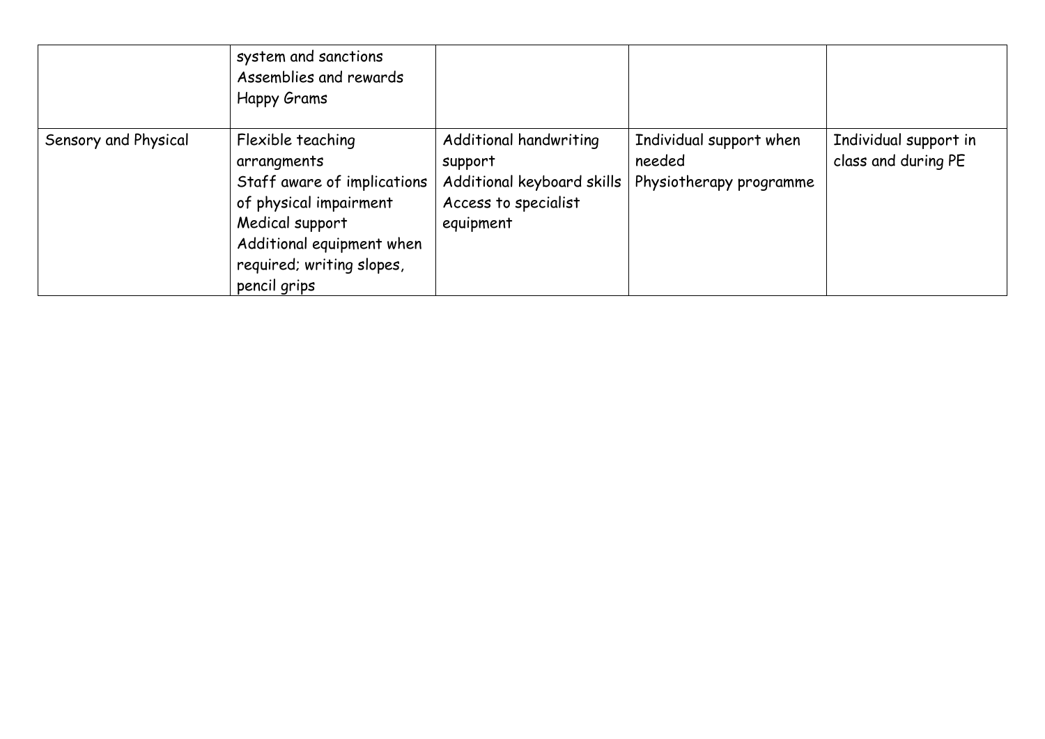| | | | | |
|---|---|---|---|---|
| | system and sanctions<br>Assemblies and rewards<br>Happy Grams | | | |
| Sensory and Physical | Flexible teaching arrangments<br>Staff aware of implications of physical impairment<br>Medical support<br>Additional equipment when required; writing slopes, pencil grips | Additional handwriting support<br>Additional keyboard skills<br>Access to specialist equipment | Individual support when needed<br>Physiotherapy programme | Individual support in class and during PE |